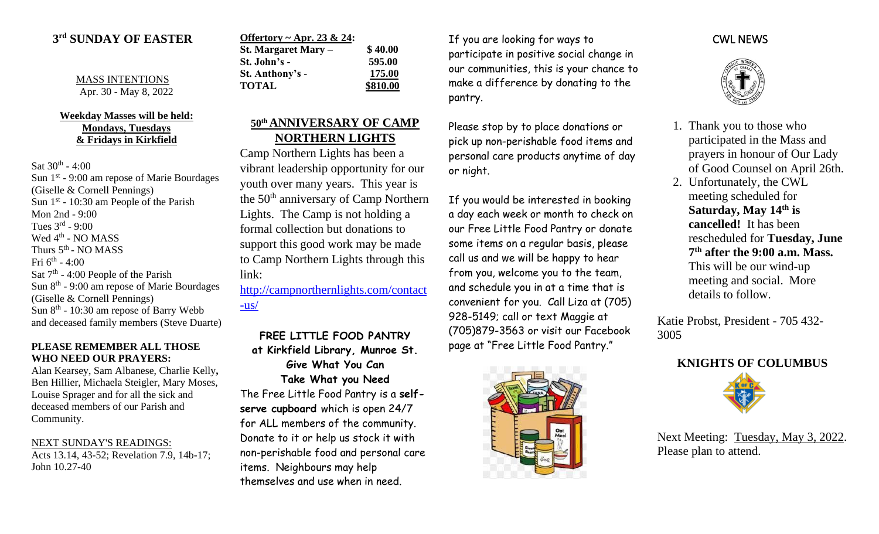## 3rd SUNDAY OF EASTER

MASS INTENTIONS
Apr. 30 - May 8, 2022

**Weekday Masses will be held: Mondays, Tuesdays & Fridays in Kirkfield**

Sat 30th - 4:00
Sun 1st - 9:00 am repose of Marie Bourdages (Giselle & Cornell Pennings)
Sun 1st - 10:30 am People of the Parish
Mon 2nd - 9:00
Tues 3rd - 9:00
Wed 4th - NO MASS
Thurs 5th - NO MASS
Fri 6th - 4:00
Sat 7th - 4:00 People of the Parish
Sun 8th - 9:00 am repose of Marie Bourdages (Giselle & Cornell Pennings)
Sun 8th - 10:30 am repose of Barry Webb and deceased family members (Steve Duarte)

**PLEASE REMEMBER ALL THOSE WHO NEED OUR PRAYERS:**

Alan Kearsey, Sam Albanese, Charlie Kelly, Ben Hillier, Michaela Steigler, Mary Moses, Louise Sprager and for all the sick and deceased members of our Parish and Community.

NEXT SUNDAY'S READINGS:
Acts 13.14, 43-52; Revelation 7.9, 14b-17; John 10.27-40

| **Offertory ~ Apr. 23 & 24:** | |
|---|---|
| **St. Margaret Mary –** | **$ 40.00** |
| **St. John's -** | **595.00** |
| **St. Anthony's -** | **175.00** |
| **TOTAL** | **$810.00** |

## 50th ANNIVERSARY OF CAMP NORTHERN LIGHTS

Camp Northern Lights has been a vibrant leadership opportunity for our youth over many years. This year is the 50th anniversary of Camp Northern Lights. The Camp is not holding a formal collection but donations to support this good work may be made to Camp Northern Lights through this link:

http://campnorthernlights.com/contact-us/

**FREE LITTLE FOOD PANTRY at Kirkfield Library, Munroe St.**
**Give What You Can**
**Take What you Need**

The Free Little Food Pantry is a **self-serve cupboard** which is open 24/7 for ALL members of the community. Donate to it or help us stock it with non-perishable food and personal care items. Neighbours may help themselves and use when in need.

If you are looking for ways to participate in positive social change in our communities, this is your chance to make a difference by donating to the pantry.

Please stop by to place donations or pick up non-perishable food items and personal care products anytime of day or night.

If you would be interested in booking a day each week or month to check on our Free Little Food Pantry or donate some items on a regular basis, please call us and we will be happy to hear from you, welcome you to the team, and schedule you in at a time that is convenient for you. Call Liza at (705) 928-5149; call or text Maggie at (705)879-3563 or visit our Facebook page at "Free Little Food Pantry."

## CWL NEWS

1. Thank you to those who participated in the Mass and prayers in honour of Our Lady of Good Counsel on April 26th.
2. Unfortunately, the CWL meeting scheduled for **Saturday, May 14th is cancelled!** It has been rescheduled for **Tuesday, June 7th after the 9:00 a.m. Mass.** This will be our wind-up meeting and social. More details to follow.

Katie Probst, President - 705 432-3005

## KNIGHTS OF COLUMBUS

Next Meeting: Tuesday, May 3, 2022. Please plan to attend.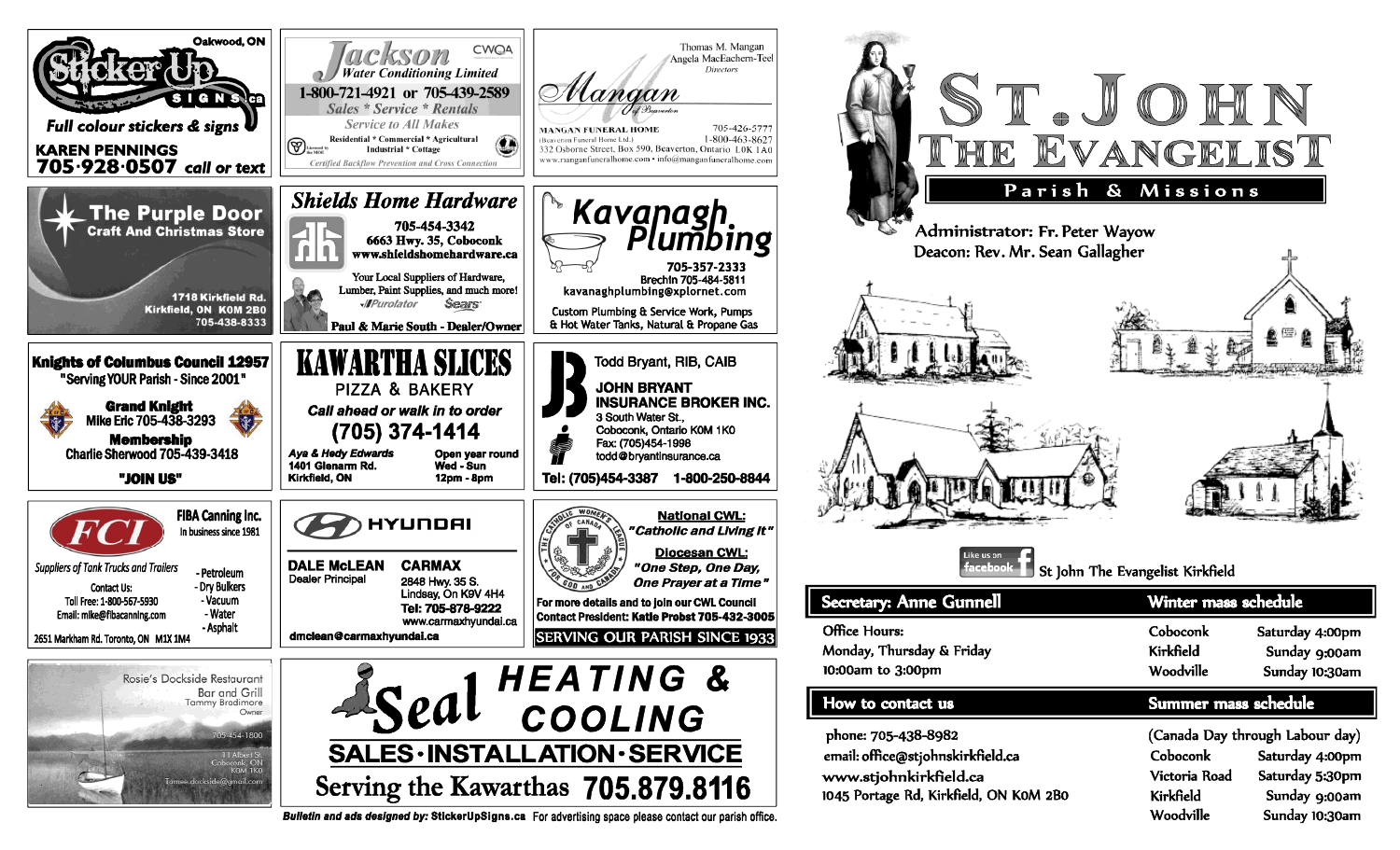Oakwood, ON

**Sticker Up SIGNS .ca**

*Full colour stickers & signs*

**KAREN PENNINGS**
**705·928·0507** *call or text*

**Jackson** CWQA
*Water Conditioning Limited*
**1-800-721-4921 or 705-439-2589**
*Sales * Service * Rentals*
*Service to All Makes*
Residential * Commercial * Agricultural
Industrial * Cottage
*Certified Backflow Prevention and Cross Connection*

Thomas M. Mangan
Angela MacEachern-Teel
*Directors*

*Mangan of Beaverton*

MANGAN FUNERAL HOME (Beaverton Funeral Home Ltd.) 705-426-5777
1-800-463-8627
332 Osborne Street, Box 590, Beaverton, Ontario L0K 1A0
www.manganfuneralhome.com • info@manganfuneralhome.com

**The Purple Door**
**Craft And Christmas Store**
1718 Kirkfield Rd.
Kirkfield, ON K0M 2B0
705-438-8333

***Shields Home Hardware***
**705-454-3342**
**6663 Hwy. 35, Coboconk**
**www.shieldshomehardware.ca**
Your Local Suppliers of Hardware, Lumber, Paint Supplies, and much more!
Purolator Sears
**Paul & Marie South - Dealer/Owner**

***Kavanagh Plumbing***
**705-357-2333**
**Brechin 705-484-5811**
**kavanaghplumbing@xplornet.com**
Custom Plumbing & Service Work, Pumps
& Hot Water Tanks, Natural & Propane Gas

**Knights of Columbus Council 12957**
**"Serving YOUR Parish - Since 2001"**
**Grand Knight**
**Mike Eric 705-438-3293**
**Membership**
**Charlie Sherwood 705-439-3418**
**"JOIN US"**

**KAWARTHA SLICES**
PIZZA & BAKERY
***Call ahead or walk in to order***
**(705) 374-1414**
*Aya & Hedy Edwards*
1401 Glenarm Rd.
Kirkfield, ON
*Open year round*
Wed - Sun
12pm - 8pm

Todd Bryant, RIB, CAIB
**JOHN BRYANT INSURANCE BROKER INC.**
3 South Water St.,
Coboconk, Ontario K0M 1K0
Fax: (705)454-1998
todd@bryantinsurance.ca
**Tel: (705)454-3387 1-800-250-8844**

**FCI**
**FIBA Canning Inc.**
In business since 1981
*Suppliers of Tank Trucks and Trailers*
- Petroleum
- Dry Bulkers
- Vacuum
- Water
- Asphalt

Contact Us:
Toll Free: 1-800-567-5930
Email: mike@fibacanning.com
2651 Markham Rd. Toronto, ON M1X 1M4

**HYUNDAI**
**DALE McLEAN**
Dealer Principal
**CARMAX**
2848 Hwy. 35 S.
Lindsay, On K9V 4H4
**Tel: 705-878-9222**
www.carmaxhyundai.ca
**dmclean@carmaxhyundai.ca**

**National CWL:**
***"Catholic and Living It"***
**Diocesan CWL:**
***"One Step, One Day, One Prayer at a Time"***
**For more details and to join our CWL Council Contact President: Katie Probst 705-432-3005**
**SERVING OUR PARISH SINCE 1933**

Rosie's Dockside Restaurant
Bar and Grill
Tammy Brodimore
Owner
705-454-1800
11 Albert St.
Coboconk, ON
K0M 1K0
Tamss.dockside@gmail.com

***Seal* HEATING & COOLING**
**SALES·INSTALLATION·SERVICE**
**Serving the Kawarthas 705.879.8116**

*Bulletin and ads designed by: **StickerUpSigns.ca** For advertising space please contact our parish office.*

# ST. JOHN THE EVANGELIST

**Parish & Missions**

Administrator: Fr. Peter Wayow
Deacon: Rev. Mr. Sean Gallagher

Like us on facebook — St John The Evangelist Kirkfield

## Secretary: Anne Gunnell

Office Hours:
Monday, Thursday & Friday
10:00am to 3:00pm

## How to contact us

phone: 705-438-8982
email: office@stjohnskirkfield.ca
www.stjohnkirkfield.ca
1045 Portage Rd, Kirkfield, ON K0M 2B0

## Winter mass schedule

| | |
|---|---|
| Coboconk | Saturday 4:00pm |
| Kirkfield | Sunday 9:00am |
| Woodville | Sunday 10:30am |

## Summer mass schedule

(Canada Day through Labour day)

| | |
|---|---|
| Coboconk | Saturday 4:00pm |
| Victoria Road | Saturday 5:30pm |
| Kirkfield | Sunday 9:00am |
| Woodville | Sunday 10:30am |